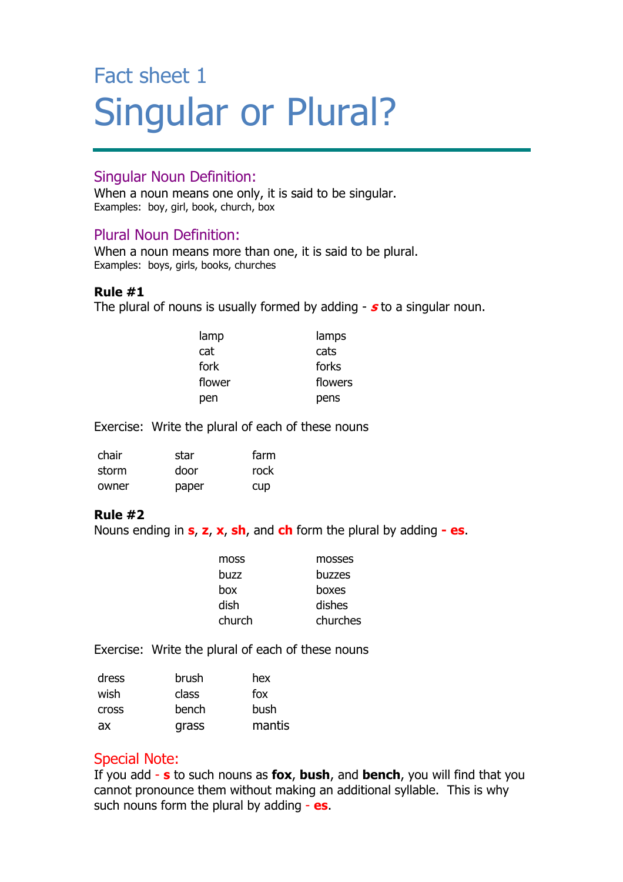Fact sheet 1

# Singular or Plural?

## Singular Noun Definition:

When a noun means one only, it is said to be singular.
Examples: boy, girl, book, church, box

## Plural Noun Definition:

When a noun means more than one, it is said to be plural.
Examples: boys, girls, books, churches

### Rule #1

The plural of nouns is usually formed by adding - ***s*** to a singular noun.

| | |
|---|---|
| lamp | lamps |
| cat | cats |
| fork | forks |
| flower | flowers |
| pen | pens |

Exercise: Write the plural of each of these nouns

| | | |
|---|---|---|
| chair | star | farm |
| storm | door | rock |
| owner | paper | cup |

### Rule #2

Nouns ending in **s**, **z**, **x**, **sh**, and **ch** form the plural by adding **- es**.

| | |
|---|---|
| moss | mosses |
| buzz | buzzes |
| box | boxes |
| dish | dishes |
| church | churches |

Exercise: Write the plural of each of these nouns

| | | |
|---|---|---|
| dress | brush | hex |
| wish | class | fox |
| cross | bench | bush |
| ax | grass | mantis |

## Special Note:

If you add - **s** to such nouns as **fox**, **bush**, and **bench**, you will find that you cannot pronounce them without making an additional syllable. This is why such nouns form the plural by adding - **es**.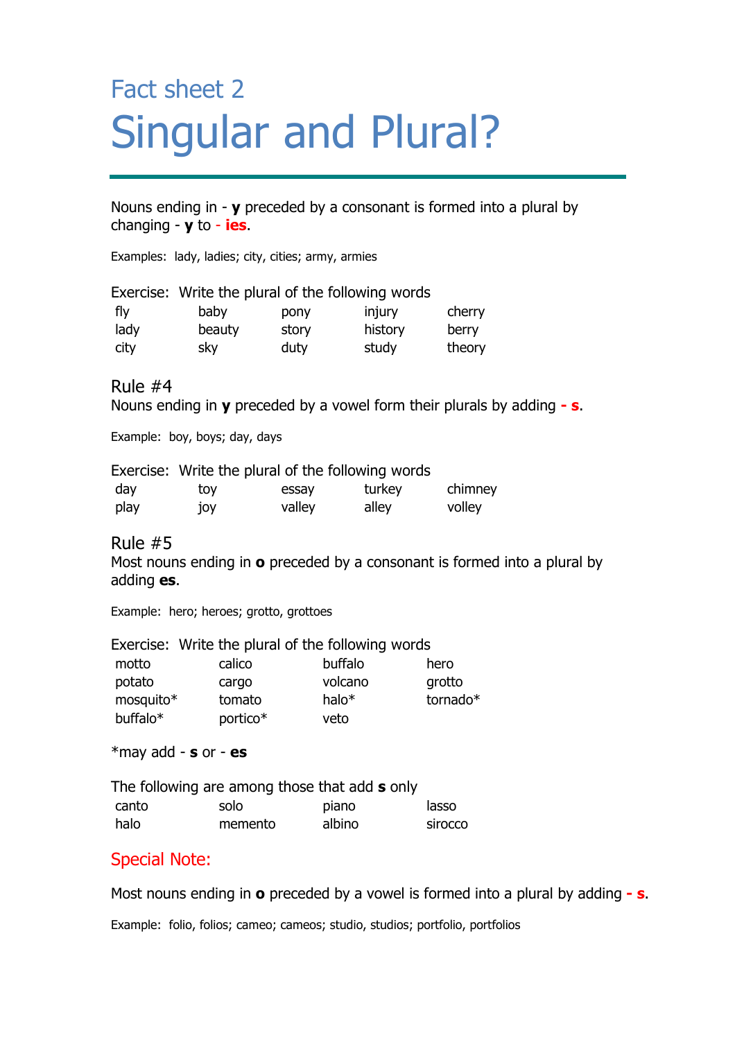# Fact sheet 2

# Singular and Plural?

Nouns ending in - **y** preceded by a consonant is formed into a plural by changing - **y** to **- ies**.

Examples: lady, ladies; city, cities; army, armies

Exercise: Write the plural of the following words

| | | | | |
|---|---|---|---|---|
| fly | baby | pony | injury | cherry |
| lady | beauty | story | history | berry |
| city | sky | duty | study | theory |

## Rule #4

Nouns ending in **y** preceded by a vowel form their plurals by adding **- s**.

Example: boy, boys; day, days

Exercise: Write the plural of the following words

| | | | | |
|---|---|---|---|---|
| day | toy | essay | turkey | chimney |
| play | joy | valley | alley | volley |

## Rule #5

Most nouns ending in **o** preceded by a consonant is formed into a plural by adding **es**.

Example: hero; heroes; grotto, grottoes

Exercise: Write the plural of the following words

| | | | |
|---|---|---|---|
| motto | calico | buffalo | hero |
| potato | cargo | volcano | grotto |
| mosquito* | tomato | halo* | tornado* |
| buffalo* | portico* | veto | |

*may add - **s** or - **es**

The following are among those that add **s** only

| | | | |
|---|---|---|---|
| canto | solo | piano | lasso |
| halo | memento | albino | sirocco |

## Special Note:

Most nouns ending in **o** preceded by a vowel is formed into a plural by adding **- s**.

Example: folio, folios; cameo; cameos; studio, studios; portfolio, portfolios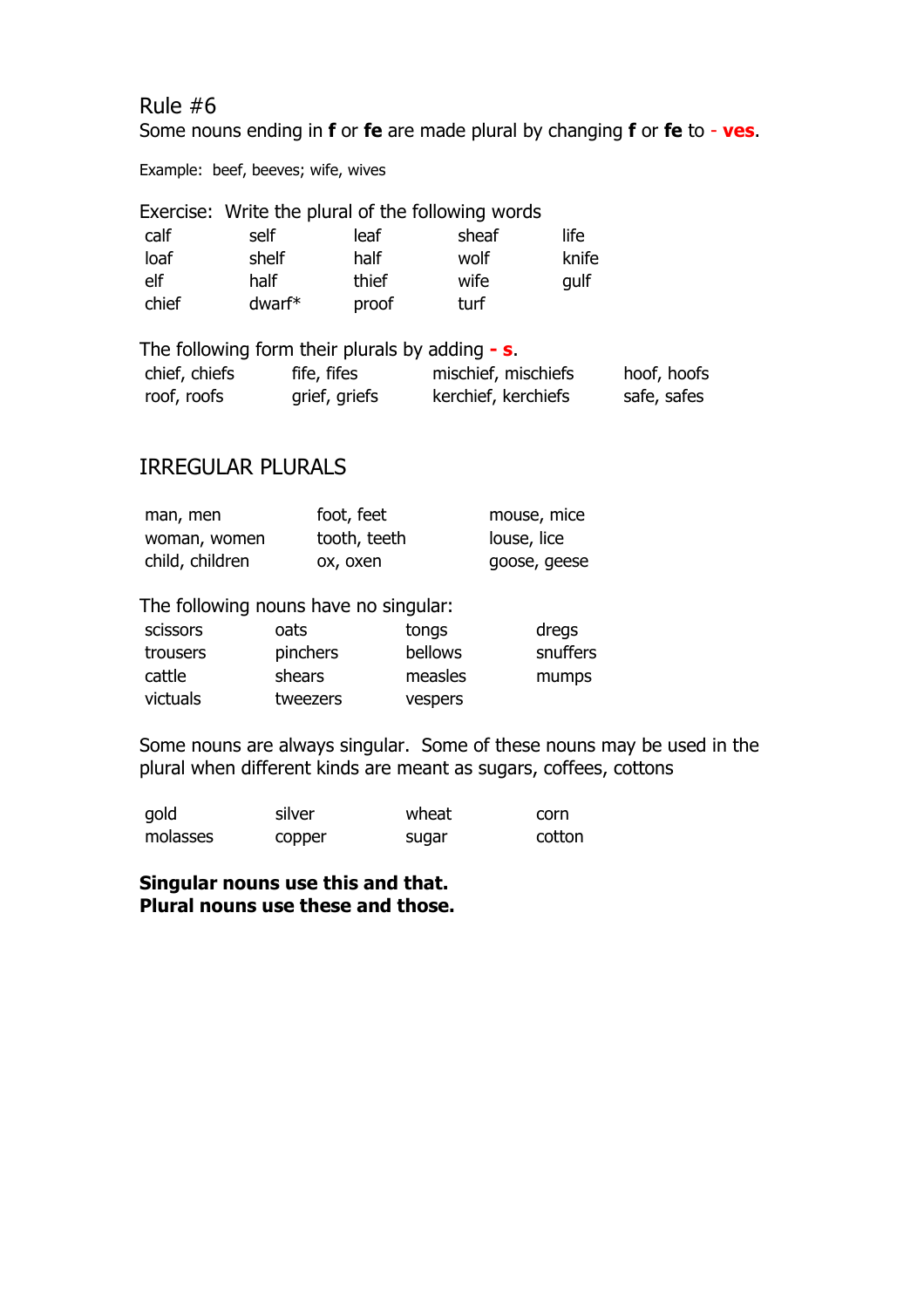Rule #6

Some nouns ending in **f** or **fe** are made plural by changing **f** or **fe** to - **ves**.

Example: beef, beeves; wife, wives

Exercise: Write the plural of the following words

| | | | | |
|---|---|---|---|---|
| calf | self | leaf | sheaf | life |
| loaf | shelf | half | wolf | knife |
| elf | half | thief | wife | gulf |
| chief | dwarf* | proof | turf | |

The following form their plurals by adding **- s**.

| | | | |
|---|---|---|---|
| chief, chiefs | fife, fifes | mischief, mischiefs | hoof, hoofs |
| roof, roofs | grief, griefs | kerchief, kerchiefs | safe, safes |

## IRREGULAR PLURALS

| | | |
|---|---|---|
| man, men | foot, feet | mouse, mice |
| woman, women | tooth, teeth | louse, lice |
| child, children | ox, oxen | goose, geese |

The following nouns have no singular:

| | | | |
|---|---|---|---|
| scissors | oats | tongs | dregs |
| trousers | pinchers | bellows | snuffers |
| cattle | shears | measles | mumps |
| victuals | tweezers | vespers | |

Some nouns are always singular. Some of these nouns may be used in the plural when different kinds are meant as sugars, coffees, cottons

| | | | |
|---|---|---|---|
| gold | silver | wheat | corn |
| molasses | copper | sugar | cotton |

**Singular nouns use this and that.**
**Plural nouns use these and those.**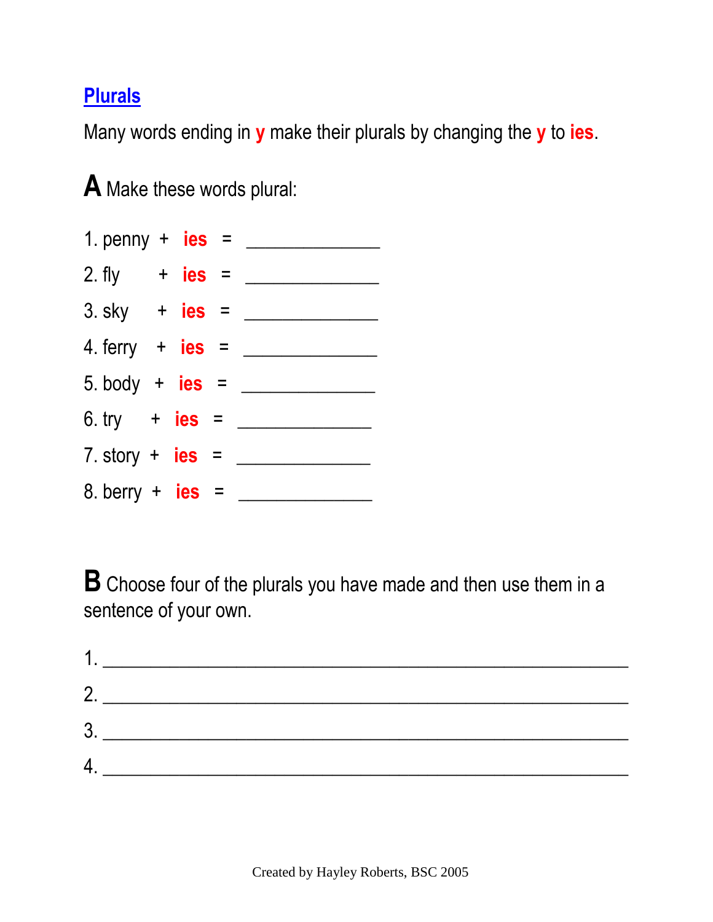## Plurals

Many words ending in **y** make their plurals by changing the **y** to **ies**.

**A** Make these words plural:

1. penny + **ies** = ______________
2. fly + **ies** = ______________
3. sky + **ies** = ______________
4. ferry + **ies** = ______________
5. body + **ies** = ______________
6. try + **ies** = ______________
7. story + **ies** = ______________
8. berry + **ies** = ______________

**B** Choose four of the plurals you have made and then use them in a sentence of your own.

1. _______________________________________________________
2. _______________________________________________________
3. _______________________________________________________
4. _______________________________________________________

Created by Hayley Roberts, BSC 2005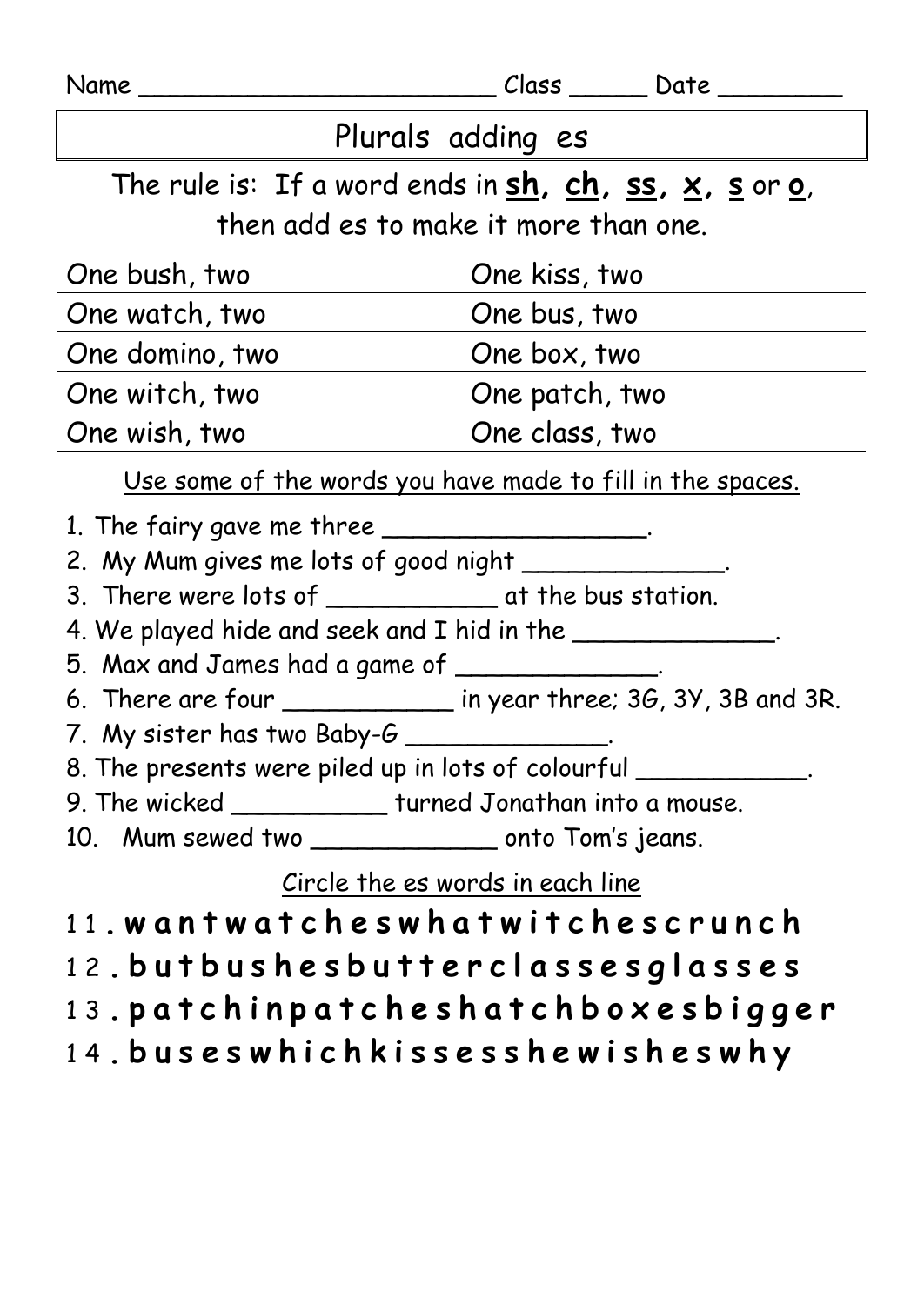Name _______________________ Class _____ Date ________

# Plurals adding es

The rule is: If a word ends in **sh**, **ch**, **ss**, **x**, **s** or **o**, then add es to make it more than one.

| | |
|---|---|
| One bush, two | One kiss, two |
| One watch, two | One bus, two |
| One domino, two | One box, two |
| One witch, two | One patch, two |
| One wish, two | One class, two |

Use some of the words you have made to fill in the spaces.

1. The fairy gave me three _________________.
2. My Mum gives me lots of good night _____________.
3. There were lots of ___________ at the bus station.
4. We played hide and seek and I hid in the _____________.
5. Max and James had a game of _____________.
6. There are four ___________ in year three; 3G, 3Y, 3B and 3R.
7. My sister has two Baby-G _____________.
8. The presents were piled up in lots of colourful ___________.
9. The wicked __________ turned Jonathan into a mouse.
10. Mum sewed two ____________ onto Tom's jeans.

Circle the es words in each line

11. **wantwatcheswhatwitchescrunch**
12. **butbushesbutterclassesglasses**
13. **patchinpatcheshatchboxesbigger**
14. **buseswhichkissesshewisheswhy**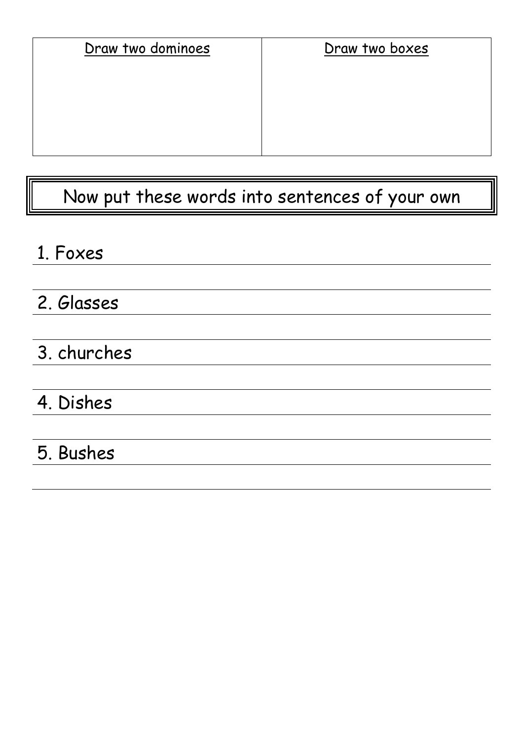| Draw two dominoes | Draw two boxes |
| --- | --- |
| | |

## Now put these words into sentences of your own

1. Foxes

2. Glasses

3. churches

4. Dishes

5. Bushes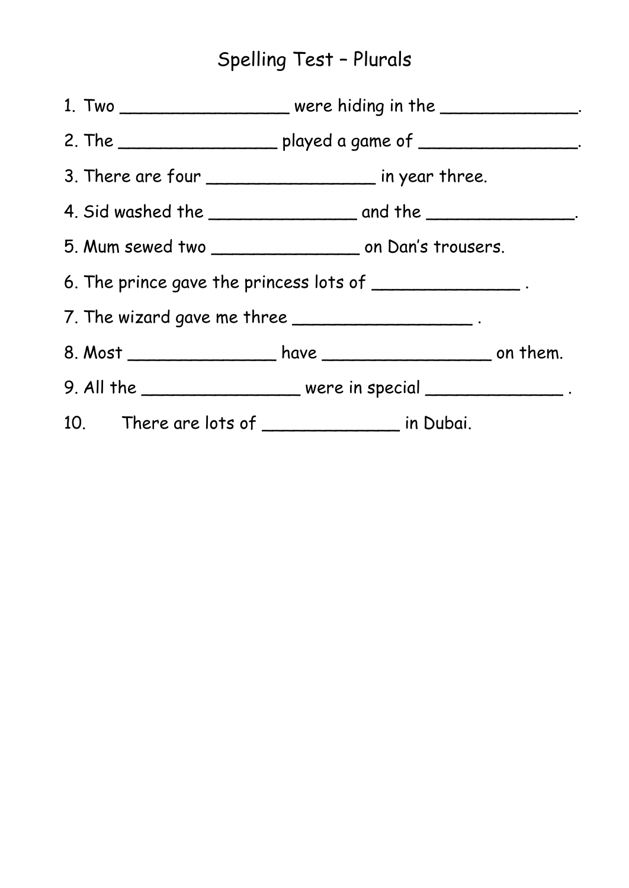# Spelling Test – Plurals

1. Two ________________ were hiding in the _____________.
2. The _______________ played a game of _______________.
3. There are four ________________ in year three.
4. Sid washed the ______________ and the ______________.
5. Mum sewed two ______________ on Dan's trousers.
6. The prince gave the princess lots of ______________ .
7. The wizard gave me three _________________ .
8. Most ______________ have ________________ on them.
9. All the _______________ were in special _____________ .
10. There are lots of _____________ in Dubai.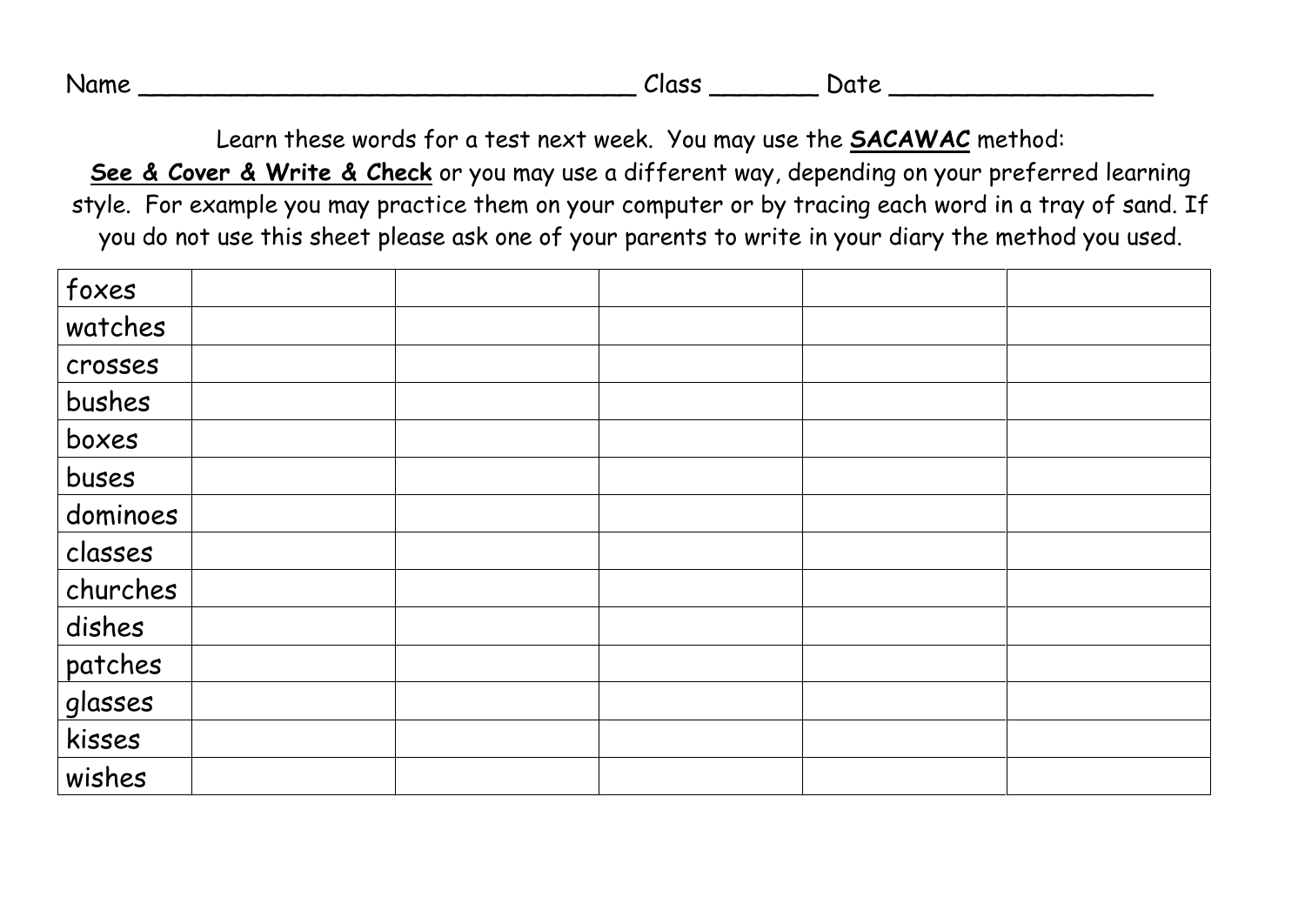Name ________________________________ Class _______ Date _________________

Learn these words for a test next week. You may use the **SACAWAC** method:
**See & Cover & Write & Check** or you may use a different way, depending on your preferred learning style. For example you may practice them on your computer or by tracing each word in a tray of sand. If you do not use this sheet please ask one of your parents to write in your diary the method you used.

| | | | | | |
|---|---|---|---|---|---|
| foxes | | | | | |
| watches | | | | | |
| crosses | | | | | |
| bushes | | | | | |
| boxes | | | | | |
| buses | | | | | |
| dominoes | | | | | |
| classes | | | | | |
| churches | | | | | |
| dishes | | | | | |
| patches | | | | | |
| glasses | | | | | |
| kisses | | | | | |
| wishes | | | | | |